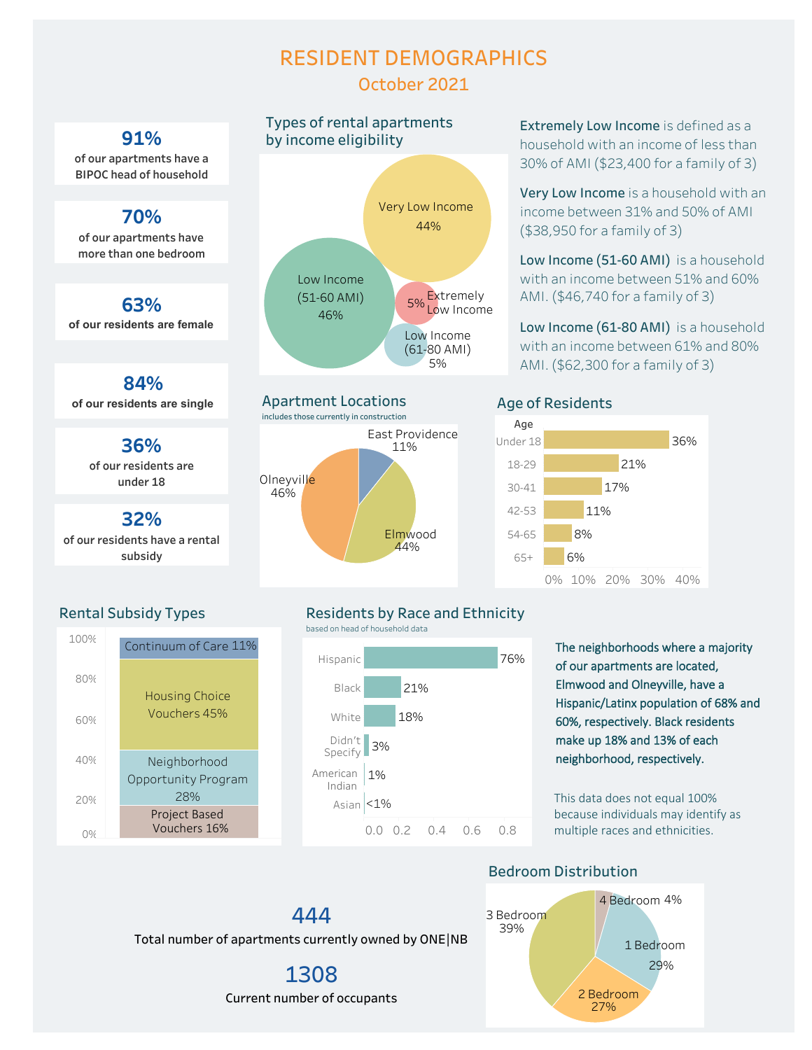# RESIDENT DEMOGRAPHICS

## October 2021

**91%**
of our apartments have a BIPOC head of household

**70%**
of our apartments have more than one bedroom

**63%**
of our residents are female

**84%**
of our residents are single

**36%**
of our residents are under 18

**32%**
of our residents have a rental subsidy

### Types of rental apartments by income eligibility

| Type | Percentage |
| --- | --- |
| Very Low Income | 44% |
| Low Income (51-60 AMI) | 46% |
| Extremely Low Income | 5% |
| Low Income (61-80 AMI) | 5% |

**Extremely Low Income** is defined as a household with an income of less than 30% of AMI ($23,400 for a family of 3)

**Very Low Income** is a household with an income between 31% and 50% of AMI ($38,950 for a family of 3)

**Low Income (51-60 AMI)** is a household with an income between 51% and 60% AMI. ($46,740 for a family of 3)

**Low Income (61-80 AMI)** is a household with an income between 61% and 80% AMI. ($62,300 for a family of 3)

### Apartment Locations

includes those currently in construction

| Location | Percentage |
| --- | --- |
| East Providence | 11% |
| Olneyville | 46% |
| Elmwood | 44% |

### Age of Residents

| Age | Percentage |
| --- | --- |
| Under 18 | 36% |
| 18-29 | 21% |
| 30-41 | 17% |
| 42-53 | 11% |
| 54-65 | 8% |
| 65+ | 6% |

### Rental Subsidy Types

| Subsidy Type | Percentage |
| --- | --- |
| Continuum of Care | 11% |
| Housing Choice Vouchers | 45% |
| Neighborhood Opportunity Program | 28% |
| Project Based Vouchers | 16% |

### Residents by Race and Ethnicity

based on head of household data

| Race/Ethnicity | Percentage |
| --- | --- |
| Hispanic | 76% |
| Black | 21% |
| White | 18% |
| Didn't Specify | 3% |
| American Indian | 1% |
| Asian | <1% |

**The neighborhoods where a majority of our apartments are located, Elmwood and Olneyville, have a Hispanic/Latinx population of 68% and 60%, respectively. Black residents make up 18% and 13% of each neighborhood, respectively.**

This data does not equal 100% because individuals may identify as multiple races and ethnicities.

### Bedroom Distribution

| Bedrooms | Percentage |
| --- | --- |
| 4 Bedroom | 4% |
| 1 Bedroom | 29% |
| 2 Bedroom | 27% |
| 3 Bedroom | 39% |

**444**
Total number of apartments currently owned by ONE|NB

**1308**
Current number of occupants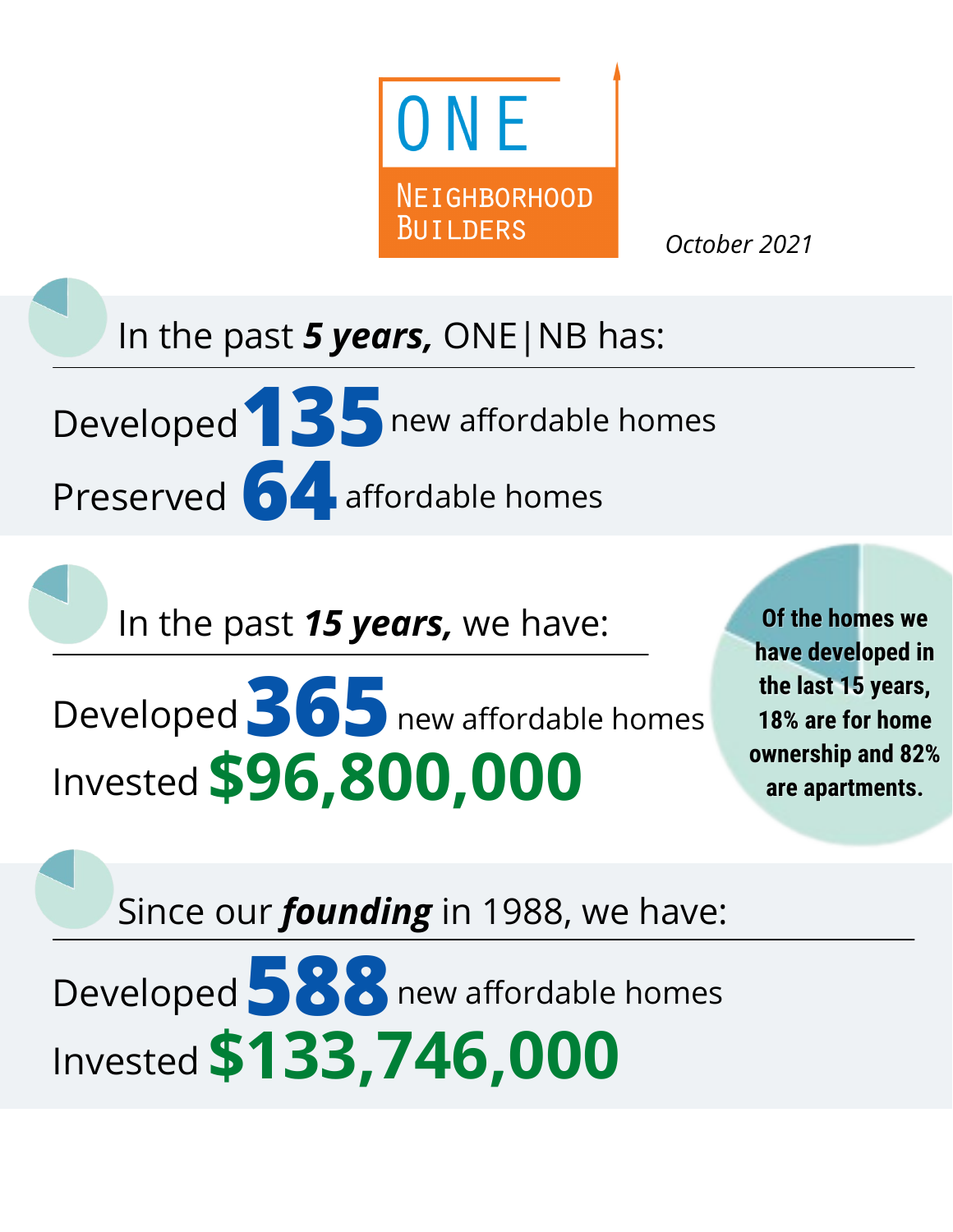ONE
NEIGHBORHOOD BUILDERS

*October 2021*

## In the past ***5 years,*** ONE|NB has:

Developed **135** new affordable homes

Preserved **64** affordable homes

## In the past ***15 years,*** we have:

Developed **365** new affordable homes

Invested **$96,800,000**

**Of the homes we have developed in the last 15 years, 18% are for home ownership and 82% are apartments.**

## Since our ***founding*** in 1988, we have:

Developed **588** new affordable homes

Invested **$133,746,000**